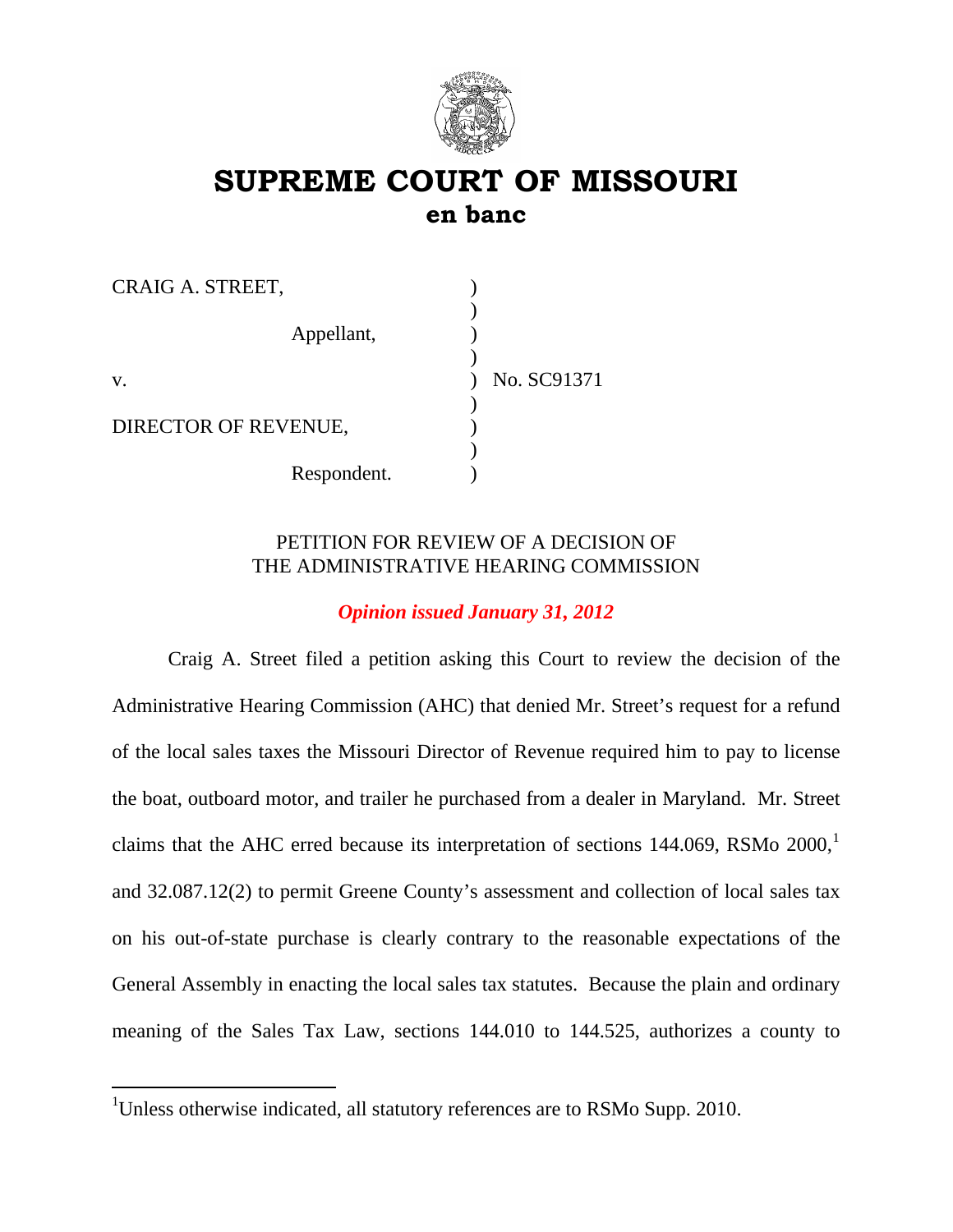# SUPREME COURT OF MISSOURI
## en banc

CRAIG A. STREET, )
) 
Appellant, )
) 
v. ) No. SC91371
) 
DIRECTOR OF REVENUE, )
) 
Respondent. )

PETITION FOR REVIEW OF A DECISION OF
THE ADMINISTRATIVE HEARING COMMISSION

***Opinion issued January 31, 2012***

Craig A. Street filed a petition asking this Court to review the decision of the Administrative Hearing Commission (AHC) that denied Mr. Street's request for a refund of the local sales taxes the Missouri Director of Revenue required him to pay to license the boat, outboard motor, and trailer he purchased from a dealer in Maryland. Mr. Street claims that the AHC erred because its interpretation of sections 144.069, RSMo 2000,[1] and 32.087.12(2) to permit Greene County's assessment and collection of local sales tax on his out-of-state purchase is clearly contrary to the reasonable expectations of the General Assembly in enacting the local sales tax statutes. Because the plain and ordinary meaning of the Sales Tax Law, sections 144.010 to 144.525, authorizes a county to

[1]Unless otherwise indicated, all statutory references are to RSMo Supp. 2010.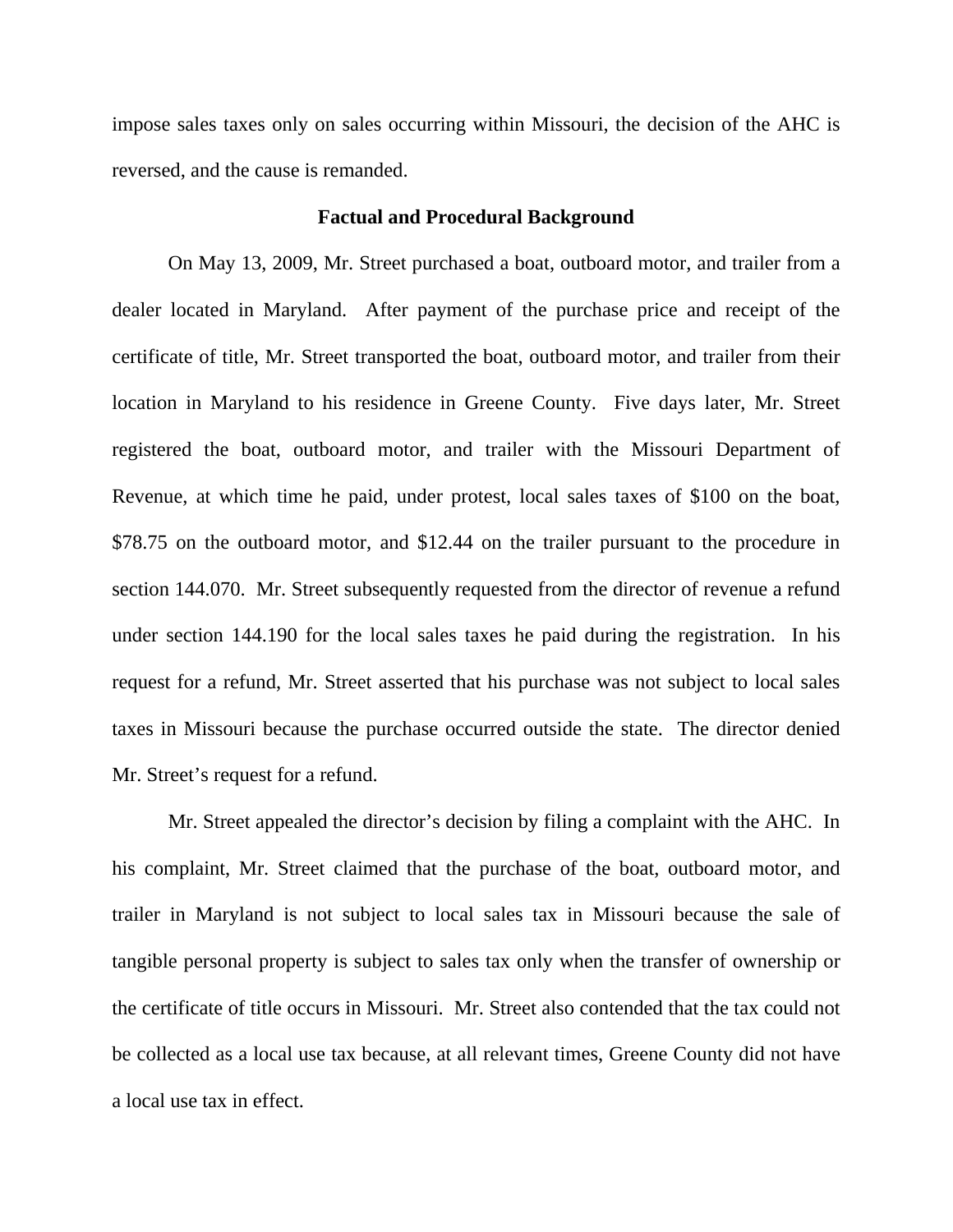impose sales taxes only on sales occurring within Missouri, the decision of the AHC is reversed, and the cause is remanded.

## Factual and Procedural Background

On May 13, 2009, Mr. Street purchased a boat, outboard motor, and trailer from a dealer located in Maryland. After payment of the purchase price and receipt of the certificate of title, Mr. Street transported the boat, outboard motor, and trailer from their location in Maryland to his residence in Greene County. Five days later, Mr. Street registered the boat, outboard motor, and trailer with the Missouri Department of Revenue, at which time he paid, under protest, local sales taxes of $100 on the boat, $78.75 on the outboard motor, and $12.44 on the trailer pursuant to the procedure in section 144.070. Mr. Street subsequently requested from the director of revenue a refund under section 144.190 for the local sales taxes he paid during the registration. In his request for a refund, Mr. Street asserted that his purchase was not subject to local sales taxes in Missouri because the purchase occurred outside the state. The director denied Mr. Street's request for a refund.

Mr. Street appealed the director's decision by filing a complaint with the AHC. In his complaint, Mr. Street claimed that the purchase of the boat, outboard motor, and trailer in Maryland is not subject to local sales tax in Missouri because the sale of tangible personal property is subject to sales tax only when the transfer of ownership or the certificate of title occurs in Missouri. Mr. Street also contended that the tax could not be collected as a local use tax because, at all relevant times, Greene County did not have a local use tax in effect.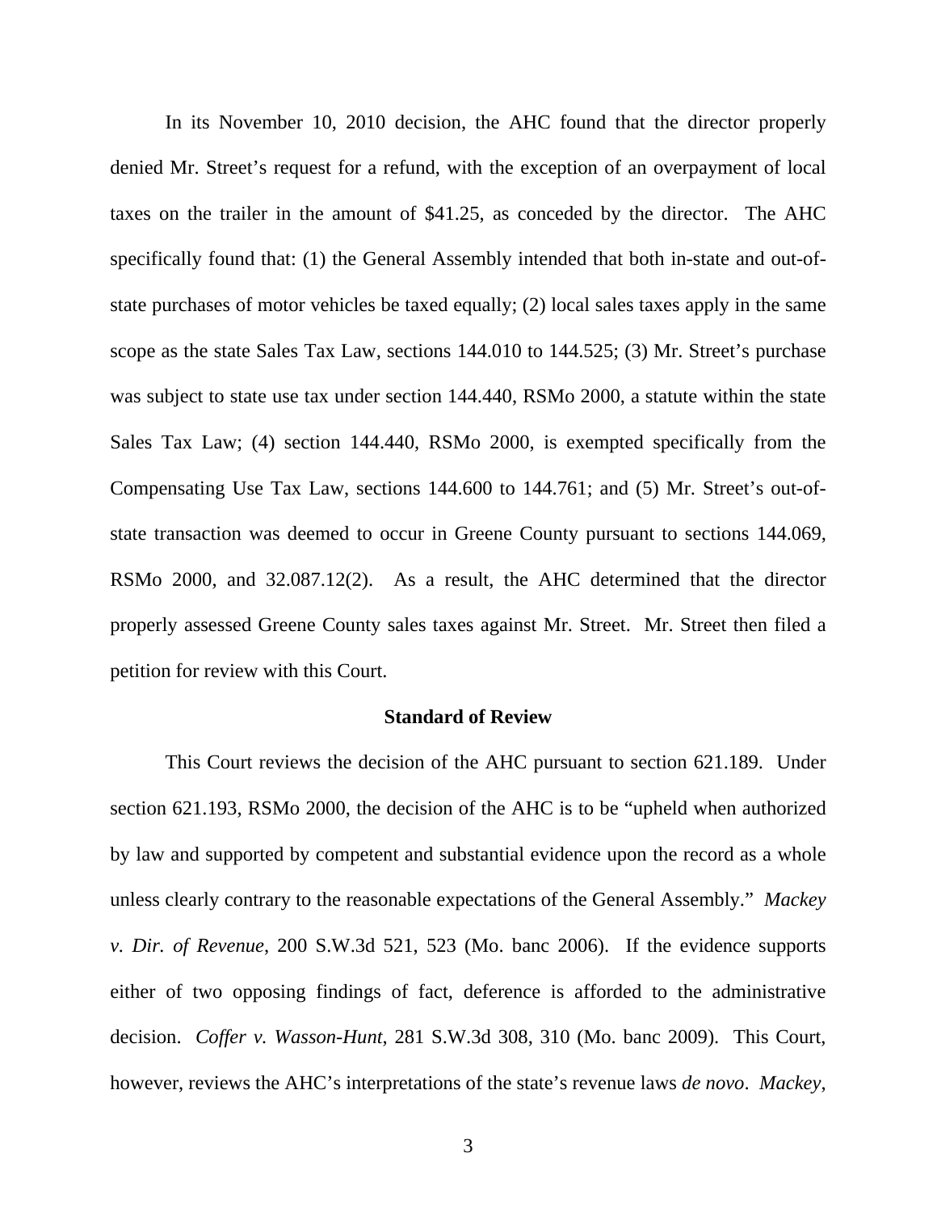In its November 10, 2010 decision, the AHC found that the director properly denied Mr. Street's request for a refund, with the exception of an overpayment of local taxes on the trailer in the amount of $41.25, as conceded by the director. The AHC specifically found that: (1) the General Assembly intended that both in-state and out-of-state purchases of motor vehicles be taxed equally; (2) local sales taxes apply in the same scope as the state Sales Tax Law, sections 144.010 to 144.525; (3) Mr. Street's purchase was subject to state use tax under section 144.440, RSMo 2000, a statute within the state Sales Tax Law; (4) section 144.440, RSMo 2000, is exempted specifically from the Compensating Use Tax Law, sections 144.600 to 144.761; and (5) Mr. Street's out-of-state transaction was deemed to occur in Greene County pursuant to sections 144.069, RSMo 2000, and 32.087.12(2). As a result, the AHC determined that the director properly assessed Greene County sales taxes against Mr. Street. Mr. Street then filed a petition for review with this Court.

## Standard of Review

This Court reviews the decision of the AHC pursuant to section 621.189. Under section 621.193, RSMo 2000, the decision of the AHC is to be "upheld when authorized by law and supported by competent and substantial evidence upon the record as a whole unless clearly contrary to the reasonable expectations of the General Assembly." *Mackey v. Dir. of Revenue*, 200 S.W.3d 521, 523 (Mo. banc 2006). If the evidence supports either of two opposing findings of fact, deference is afforded to the administrative decision. *Coffer v. Wasson-Hunt*, 281 S.W.3d 308, 310 (Mo. banc 2009). This Court, however, reviews the AHC's interpretations of the state's revenue laws *de novo*. *Mackey*,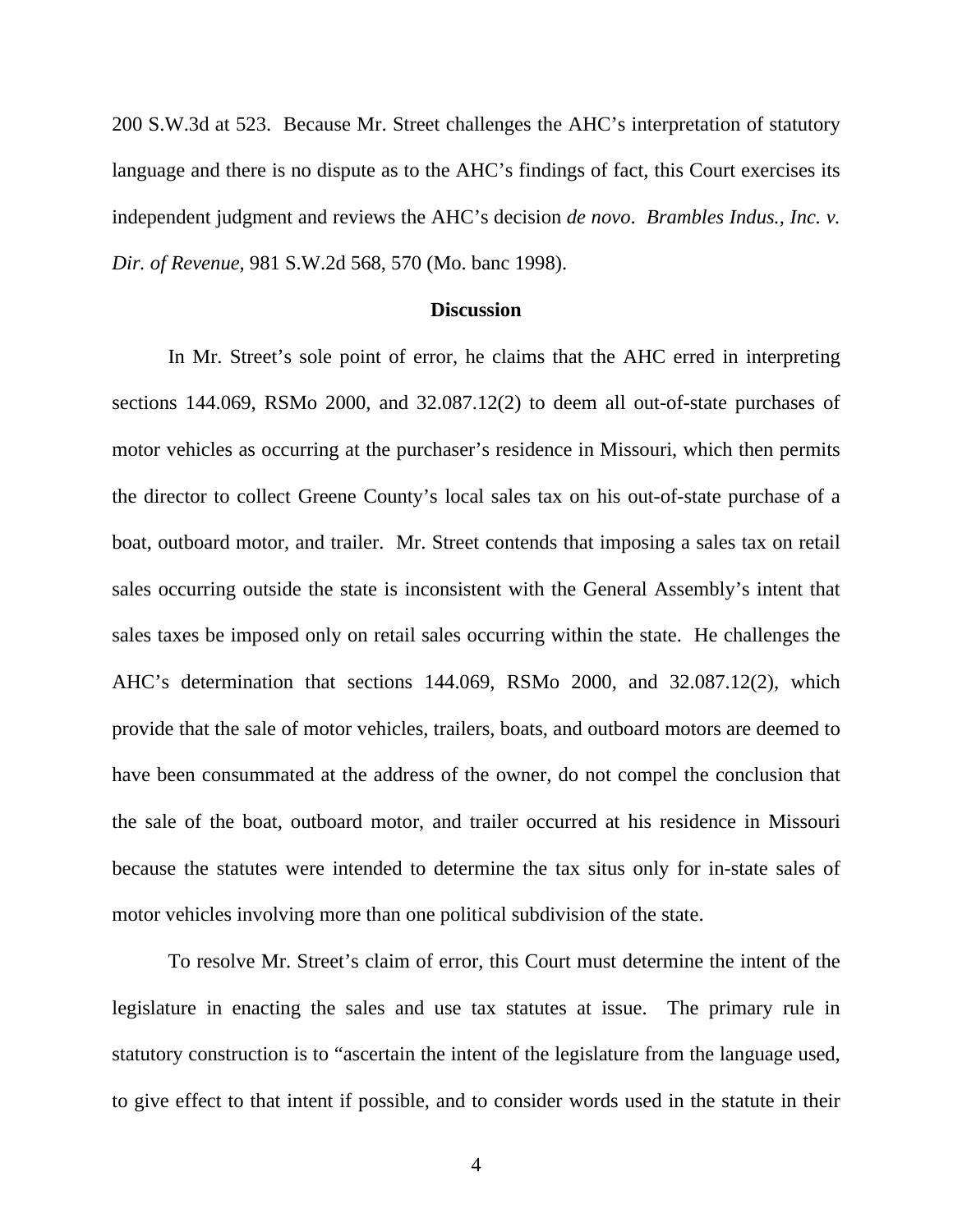200 S.W.3d at 523. Because Mr. Street challenges the AHC's interpretation of statutory language and there is no dispute as to the AHC's findings of fact, this Court exercises its independent judgment and reviews the AHC's decision *de novo*. *Brambles Indus., Inc. v. Dir. of Revenue*, 981 S.W.2d 568, 570 (Mo. banc 1998).

**Discussion**

In Mr. Street's sole point of error, he claims that the AHC erred in interpreting sections 144.069, RSMo 2000, and 32.087.12(2) to deem all out-of-state purchases of motor vehicles as occurring at the purchaser's residence in Missouri, which then permits the director to collect Greene County's local sales tax on his out-of-state purchase of a boat, outboard motor, and trailer. Mr. Street contends that imposing a sales tax on retail sales occurring outside the state is inconsistent with the General Assembly's intent that sales taxes be imposed only on retail sales occurring within the state. He challenges the AHC's determination that sections 144.069, RSMo 2000, and 32.087.12(2), which provide that the sale of motor vehicles, trailers, boats, and outboard motors are deemed to have been consummated at the address of the owner, do not compel the conclusion that the sale of the boat, outboard motor, and trailer occurred at his residence in Missouri because the statutes were intended to determine the tax situs only for in-state sales of motor vehicles involving more than one political subdivision of the state.

To resolve Mr. Street's claim of error, this Court must determine the intent of the legislature in enacting the sales and use tax statutes at issue. The primary rule in statutory construction is to "ascertain the intent of the legislature from the language used, to give effect to that intent if possible, and to consider words used in the statute in their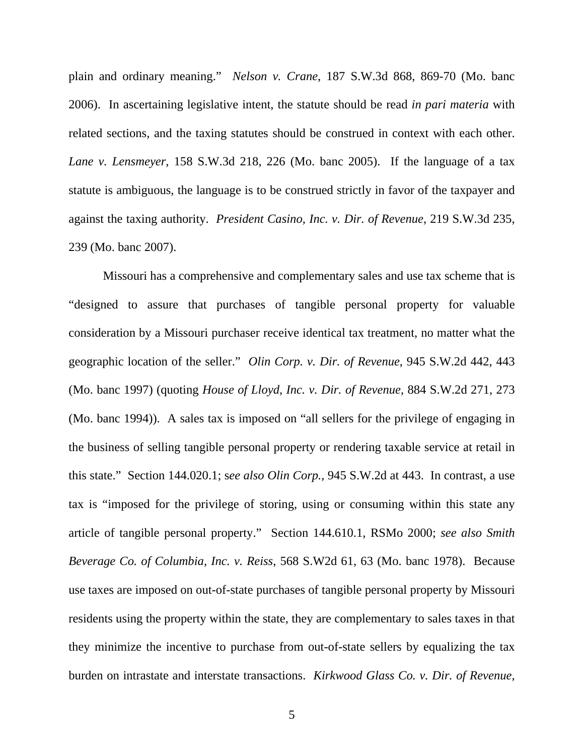plain and ordinary meaning." *Nelson v. Crane*, 187 S.W.3d 868, 869-70 (Mo. banc 2006). In ascertaining legislative intent, the statute should be read *in pari materia* with related sections, and the taxing statutes should be construed in context with each other. *Lane v. Lensmeyer*, 158 S.W.3d 218, 226 (Mo. banc 2005). If the language of a tax statute is ambiguous, the language is to be construed strictly in favor of the taxpayer and against the taxing authority. *President Casino, Inc. v. Dir. of Revenue*, 219 S.W.3d 235, 239 (Mo. banc 2007).

Missouri has a comprehensive and complementary sales and use tax scheme that is "designed to assure that purchases of tangible personal property for valuable consideration by a Missouri purchaser receive identical tax treatment, no matter what the geographic location of the seller." *Olin Corp. v. Dir. of Revenue*, 945 S.W.2d 442, 443 (Mo. banc 1997) (quoting *House of Lloyd, Inc. v. Dir. of Revenue*, 884 S.W.2d 271, 273 (Mo. banc 1994)). A sales tax is imposed on "all sellers for the privilege of engaging in the business of selling tangible personal property or rendering taxable service at retail in this state." Section 144.020.1; s*ee also Olin Corp.*, 945 S.W.2d at 443. In contrast, a use tax is "imposed for the privilege of storing, using or consuming within this state any article of tangible personal property." Section 144.610.1, RSMo 2000; *see also Smith Beverage Co. of Columbia, Inc. v. Reiss*, 568 S.W2d 61, 63 (Mo. banc 1978). Because use taxes are imposed on out-of-state purchases of tangible personal property by Missouri residents using the property within the state, they are complementary to sales taxes in that they minimize the incentive to purchase from out-of-state sellers by equalizing the tax burden on intrastate and interstate transactions. *Kirkwood Glass Co. v. Dir. of Revenue*,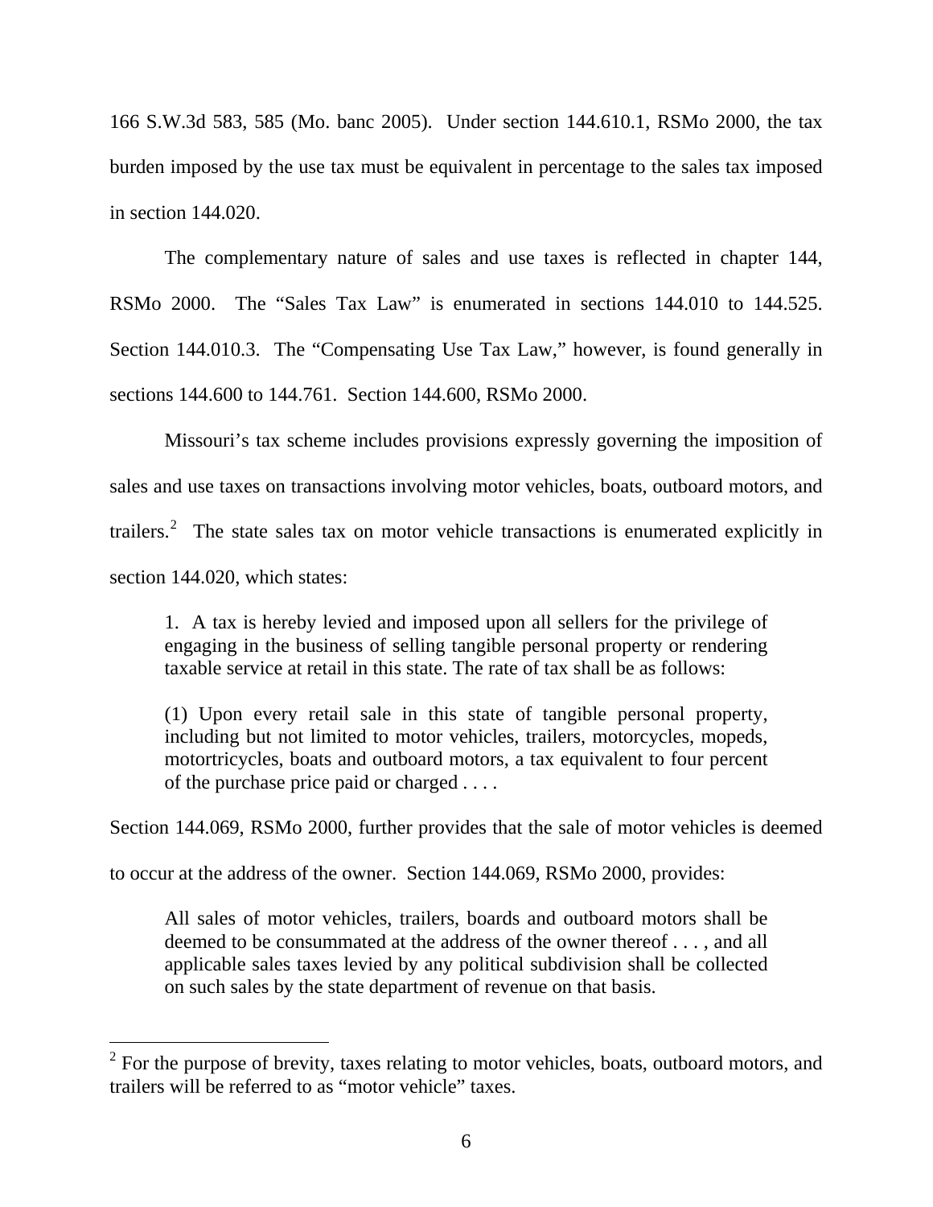166 S.W.3d 583, 585 (Mo. banc 2005). Under section 144.610.1, RSMo 2000, the tax burden imposed by the use tax must be equivalent in percentage to the sales tax imposed in section 144.020.

The complementary nature of sales and use taxes is reflected in chapter 144, RSMo 2000. The "Sales Tax Law" is enumerated in sections 144.010 to 144.525. Section 144.010.3. The "Compensating Use Tax Law," however, is found generally in sections 144.600 to 144.761. Section 144.600, RSMo 2000.

Missouri's tax scheme includes provisions expressly governing the imposition of sales and use taxes on transactions involving motor vehicles, boats, outboard motors, and trailers.[2] The state sales tax on motor vehicle transactions is enumerated explicitly in section 144.020, which states:

> 1. A tax is hereby levied and imposed upon all sellers for the privilege of engaging in the business of selling tangible personal property or rendering taxable service at retail in this state. The rate of tax shall be as follows:
>
> (1) Upon every retail sale in this state of tangible personal property, including but not limited to motor vehicles, trailers, motorcycles, mopeds, motortricycles, boats and outboard motors, a tax equivalent to four percent of the purchase price paid or charged . . . .

Section 144.069, RSMo 2000, further provides that the sale of motor vehicles is deemed to occur at the address of the owner. Section 144.069, RSMo 2000, provides:

> All sales of motor vehicles, trailers, boards and outboard motors shall be deemed to be consummated at the address of the owner thereof . . . , and all applicable sales taxes levied by any political subdivision shall be collected on such sales by the state department of revenue on that basis.

---

[2] For the purpose of brevity, taxes relating to motor vehicles, boats, outboard motors, and trailers will be referred to as "motor vehicle" taxes.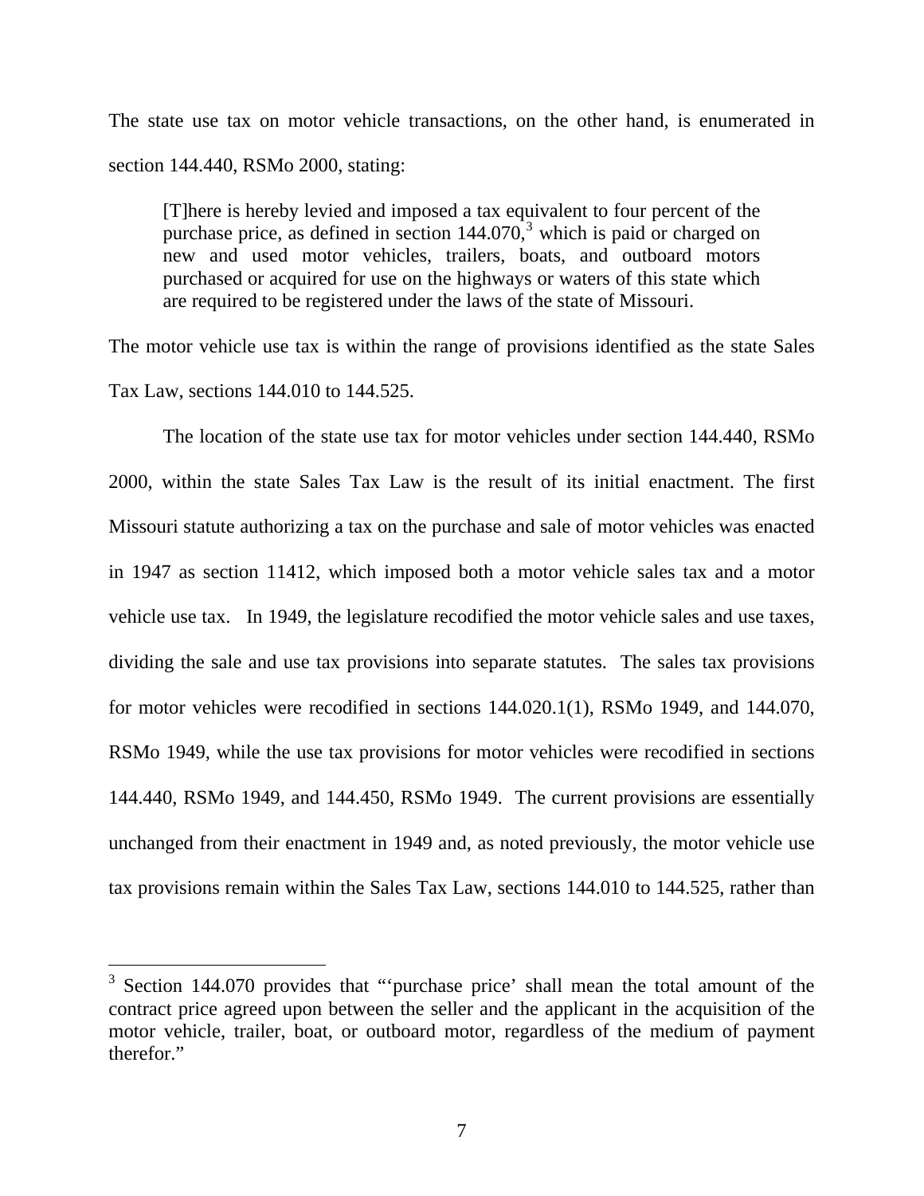The state use tax on motor vehicle transactions, on the other hand, is enumerated in section 144.440, RSMo 2000, stating:

> [T]here is hereby levied and imposed a tax equivalent to four percent of the purchase price, as defined in section 144.070,[3] which is paid or charged on new and used motor vehicles, trailers, boats, and outboard motors purchased or acquired for use on the highways or waters of this state which are required to be registered under the laws of the state of Missouri.

The motor vehicle use tax is within the range of provisions identified as the state Sales Tax Law, sections 144.010 to 144.525.

The location of the state use tax for motor vehicles under section 144.440, RSMo 2000, within the state Sales Tax Law is the result of its initial enactment. The first Missouri statute authorizing a tax on the purchase and sale of motor vehicles was enacted in 1947 as section 11412, which imposed both a motor vehicle sales tax and a motor vehicle use tax. In 1949, the legislature recodified the motor vehicle sales and use taxes, dividing the sale and use tax provisions into separate statutes. The sales tax provisions for motor vehicles were recodified in sections 144.020.1(1), RSMo 1949, and 144.070, RSMo 1949, while the use tax provisions for motor vehicles were recodified in sections 144.440, RSMo 1949, and 144.450, RSMo 1949. The current provisions are essentially unchanged from their enactment in 1949 and, as noted previously, the motor vehicle use tax provisions remain within the Sales Tax Law, sections 144.010 to 144.525, rather than

---

[3] Section 144.070 provides that "'purchase price' shall mean the total amount of the contract price agreed upon between the seller and the applicant in the acquisition of the motor vehicle, trailer, boat, or outboard motor, regardless of the medium of payment therefor."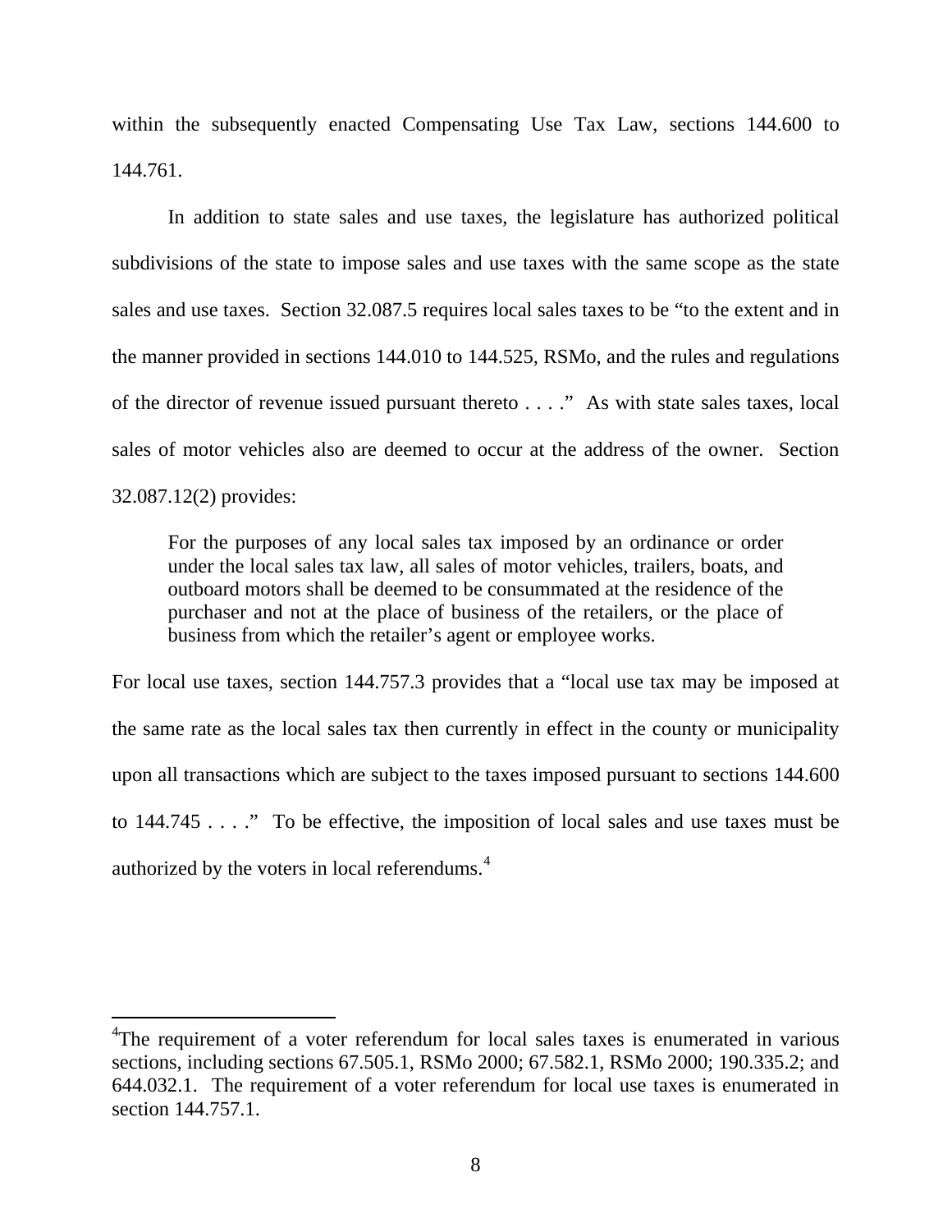within the subsequently enacted Compensating Use Tax Law, sections 144.600 to 144.761.

In addition to state sales and use taxes, the legislature has authorized political subdivisions of the state to impose sales and use taxes with the same scope as the state sales and use taxes. Section 32.087.5 requires local sales taxes to be "to the extent and in the manner provided in sections 144.010 to 144.525, RSMo, and the rules and regulations of the director of revenue issued pursuant thereto . . . ." As with state sales taxes, local sales of motor vehicles also are deemed to occur at the address of the owner. Section 32.087.12(2) provides:

> For the purposes of any local sales tax imposed by an ordinance or order under the local sales tax law, all sales of motor vehicles, trailers, boats, and outboard motors shall be deemed to be consummated at the residence of the purchaser and not at the place of business of the retailers, or the place of business from which the retailer's agent or employee works.

For local use taxes, section 144.757.3 provides that a "local use tax may be imposed at the same rate as the local sales tax then currently in effect in the county or municipality upon all transactions which are subject to the taxes imposed pursuant to sections 144.600 to 144.745 . . . ." To be effective, the imposition of local sales and use taxes must be authorized by the voters in local referendums.[4]

---

[4]The requirement of a voter referendum for local sales taxes is enumerated in various sections, including sections 67.505.1, RSMo 2000; 67.582.1, RSMo 2000; 190.335.2; and 644.032.1. The requirement of a voter referendum for local use taxes is enumerated in section 144.757.1.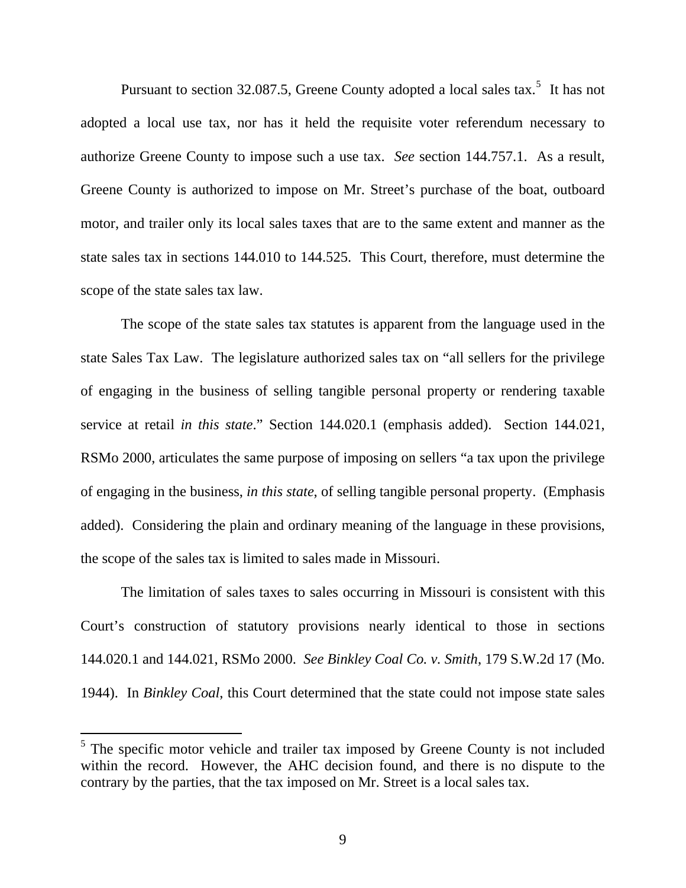Pursuant to section 32.087.5, Greene County adopted a local sales tax.[5] It has not adopted a local use tax, nor has it held the requisite voter referendum necessary to authorize Greene County to impose such a use tax. *See* section 144.757.1. As a result, Greene County is authorized to impose on Mr. Street's purchase of the boat, outboard motor, and trailer only its local sales taxes that are to the same extent and manner as the state sales tax in sections 144.010 to 144.525. This Court, therefore, must determine the scope of the state sales tax law.

The scope of the state sales tax statutes is apparent from the language used in the state Sales Tax Law. The legislature authorized sales tax on "all sellers for the privilege of engaging in the business of selling tangible personal property or rendering taxable service at retail *in this state*." Section 144.020.1 (emphasis added). Section 144.021, RSMo 2000, articulates the same purpose of imposing on sellers "a tax upon the privilege of engaging in the business, *in this state*, of selling tangible personal property. (Emphasis added). Considering the plain and ordinary meaning of the language in these provisions, the scope of the sales tax is limited to sales made in Missouri.

The limitation of sales taxes to sales occurring in Missouri is consistent with this Court's construction of statutory provisions nearly identical to those in sections 144.020.1 and 144.021, RSMo 2000. *See Binkley Coal Co. v. Smith*, 179 S.W.2d 17 (Mo. 1944). In *Binkley Coal*, this Court determined that the state could not impose state sales

[5] The specific motor vehicle and trailer tax imposed by Greene County is not included within the record. However, the AHC decision found, and there is no dispute to the contrary by the parties, that the tax imposed on Mr. Street is a local sales tax.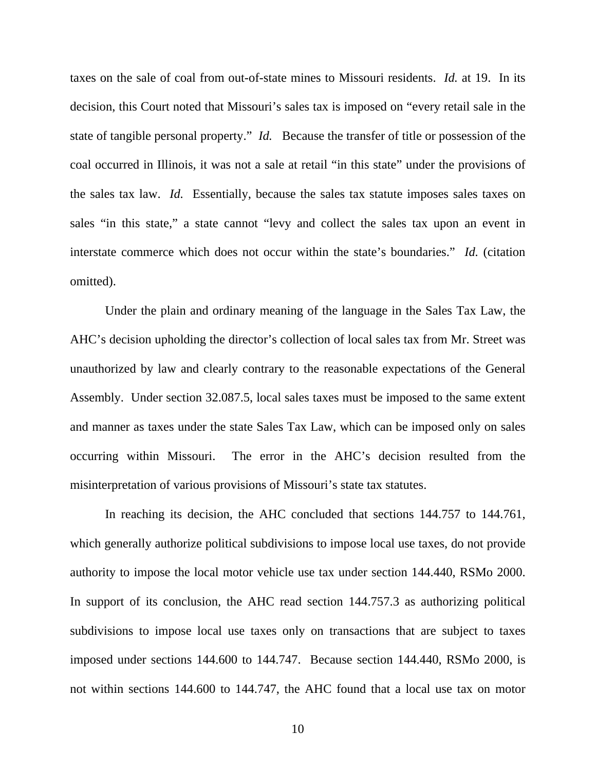taxes on the sale of coal from out-of-state mines to Missouri residents. *Id.* at 19. In its decision, this Court noted that Missouri's sales tax is imposed on "every retail sale in the state of tangible personal property." *Id.* Because the transfer of title or possession of the coal occurred in Illinois, it was not a sale at retail "in this state" under the provisions of the sales tax law. *Id.* Essentially, because the sales tax statute imposes sales taxes on sales "in this state," a state cannot "levy and collect the sales tax upon an event in interstate commerce which does not occur within the state's boundaries." *Id.* (citation omitted).

Under the plain and ordinary meaning of the language in the Sales Tax Law, the AHC's decision upholding the director's collection of local sales tax from Mr. Street was unauthorized by law and clearly contrary to the reasonable expectations of the General Assembly. Under section 32.087.5, local sales taxes must be imposed to the same extent and manner as taxes under the state Sales Tax Law, which can be imposed only on sales occurring within Missouri. The error in the AHC's decision resulted from the misinterpretation of various provisions of Missouri's state tax statutes.

In reaching its decision, the AHC concluded that sections 144.757 to 144.761, which generally authorize political subdivisions to impose local use taxes, do not provide authority to impose the local motor vehicle use tax under section 144.440, RSMo 2000. In support of its conclusion, the AHC read section 144.757.3 as authorizing political subdivisions to impose local use taxes only on transactions that are subject to taxes imposed under sections 144.600 to 144.747. Because section 144.440, RSMo 2000, is not within sections 144.600 to 144.747, the AHC found that a local use tax on motor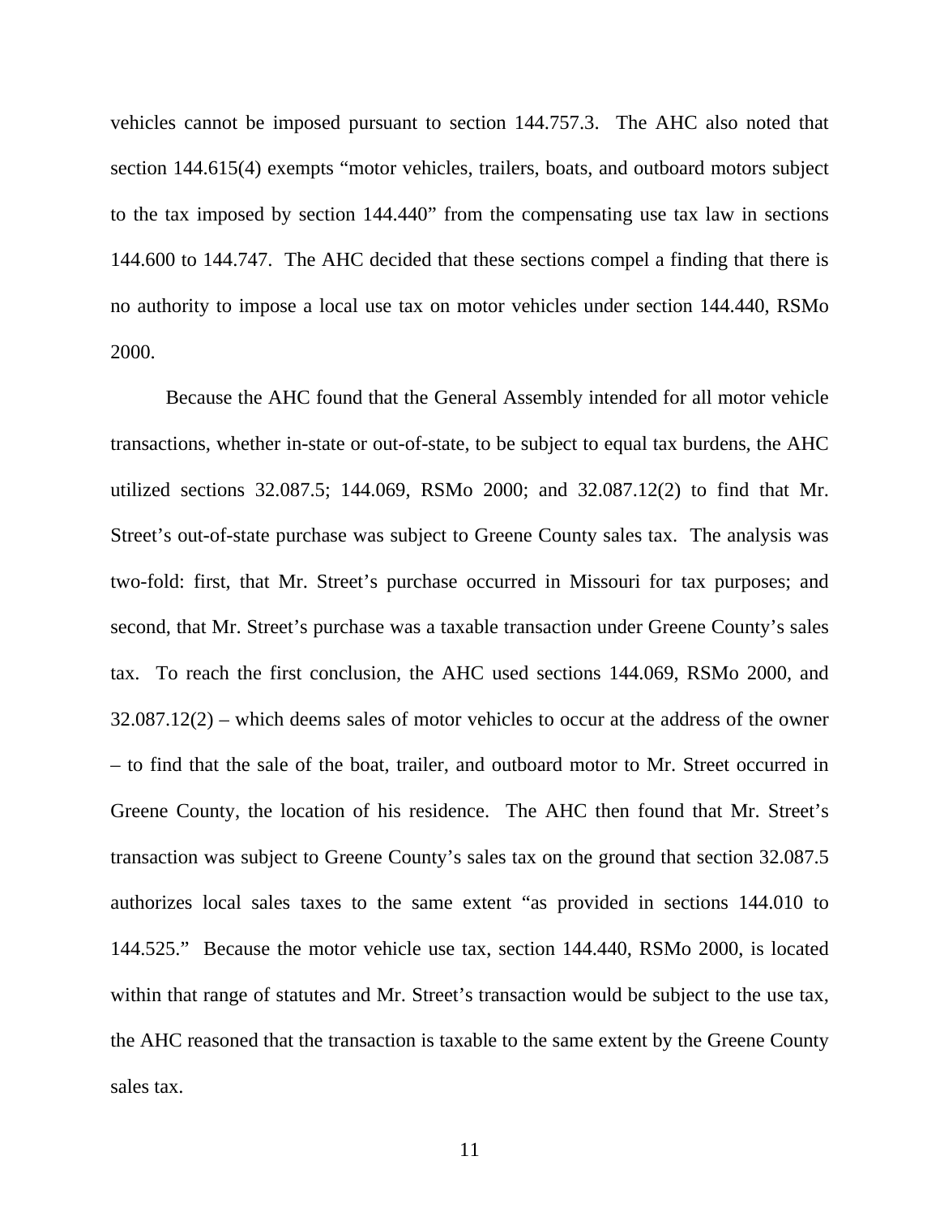vehicles cannot be imposed pursuant to section 144.757.3. The AHC also noted that section 144.615(4) exempts "motor vehicles, trailers, boats, and outboard motors subject to the tax imposed by section 144.440" from the compensating use tax law in sections 144.600 to 144.747. The AHC decided that these sections compel a finding that there is no authority to impose a local use tax on motor vehicles under section 144.440, RSMo 2000.

Because the AHC found that the General Assembly intended for all motor vehicle transactions, whether in-state or out-of-state, to be subject to equal tax burdens, the AHC utilized sections 32.087.5; 144.069, RSMo 2000; and 32.087.12(2) to find that Mr. Street's out-of-state purchase was subject to Greene County sales tax. The analysis was two-fold: first, that Mr. Street's purchase occurred in Missouri for tax purposes; and second, that Mr. Street's purchase was a taxable transaction under Greene County's sales tax. To reach the first conclusion, the AHC used sections 144.069, RSMo 2000, and 32.087.12(2) – which deems sales of motor vehicles to occur at the address of the owner – to find that the sale of the boat, trailer, and outboard motor to Mr. Street occurred in Greene County, the location of his residence. The AHC then found that Mr. Street's transaction was subject to Greene County's sales tax on the ground that section 32.087.5 authorizes local sales taxes to the same extent "as provided in sections 144.010 to 144.525." Because the motor vehicle use tax, section 144.440, RSMo 2000, is located within that range of statutes and Mr. Street's transaction would be subject to the use tax, the AHC reasoned that the transaction is taxable to the same extent by the Greene County sales tax.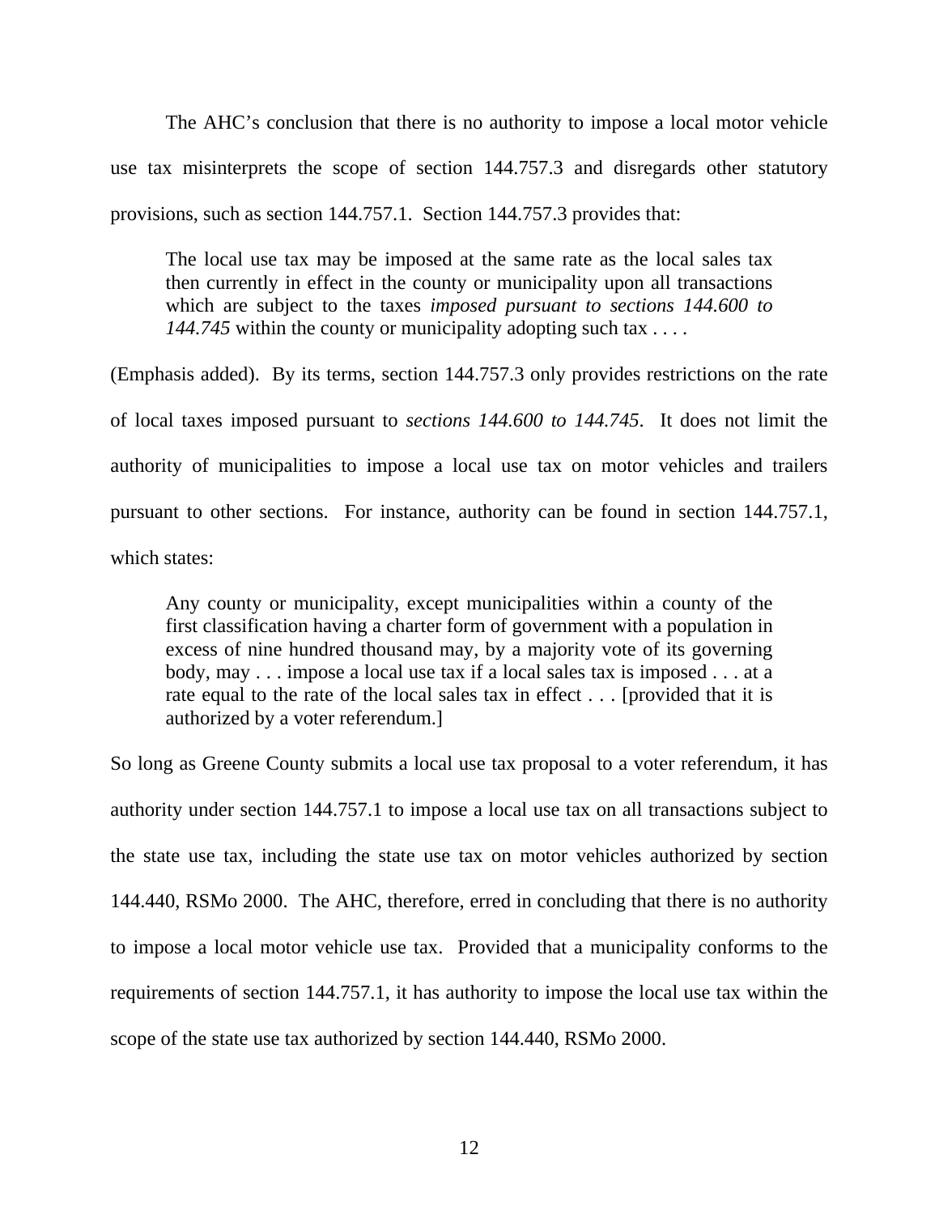The AHC's conclusion that there is no authority to impose a local motor vehicle use tax misinterprets the scope of section 144.757.3 and disregards other statutory provisions, such as section 144.757.1. Section 144.757.3 provides that:

> The local use tax may be imposed at the same rate as the local sales tax then currently in effect in the county or municipality upon all transactions which are subject to the taxes *imposed pursuant to sections 144.600 to 144.745* within the county or municipality adopting such tax . . . .

(Emphasis added). By its terms, section 144.757.3 only provides restrictions on the rate of local taxes imposed pursuant to *sections 144.600 to 144.745*. It does not limit the authority of municipalities to impose a local use tax on motor vehicles and trailers pursuant to other sections. For instance, authority can be found in section 144.757.1, which states:

> Any county or municipality, except municipalities within a county of the first classification having a charter form of government with a population in excess of nine hundred thousand may, by a majority vote of its governing body, may . . . impose a local use tax if a local sales tax is imposed . . . at a rate equal to the rate of the local sales tax in effect . . . [provided that it is authorized by a voter referendum.]

So long as Greene County submits a local use tax proposal to a voter referendum, it has authority under section 144.757.1 to impose a local use tax on all transactions subject to the state use tax, including the state use tax on motor vehicles authorized by section 144.440, RSMo 2000. The AHC, therefore, erred in concluding that there is no authority to impose a local motor vehicle use tax. Provided that a municipality conforms to the requirements of section 144.757.1, it has authority to impose the local use tax within the scope of the state use tax authorized by section 144.440, RSMo 2000.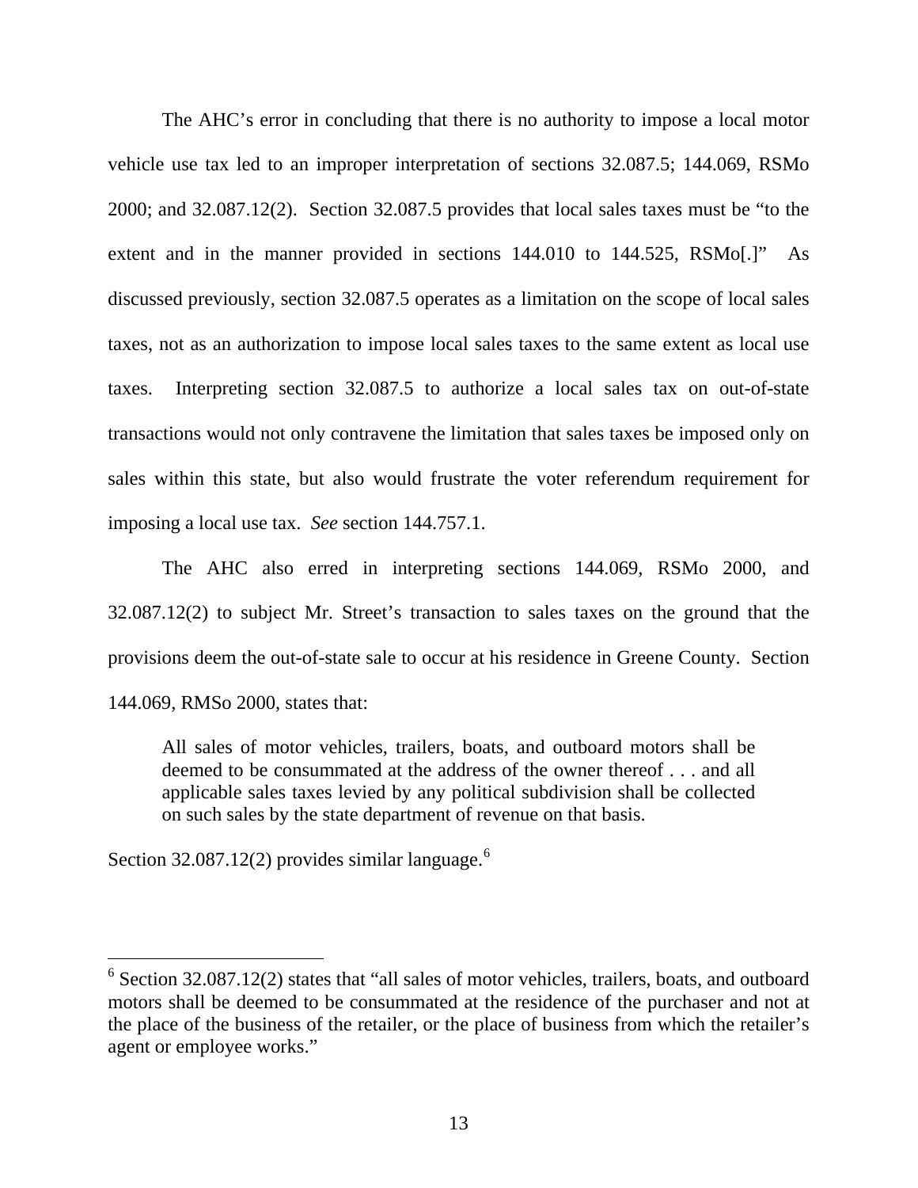The AHC's error in concluding that there is no authority to impose a local motor vehicle use tax led to an improper interpretation of sections 32.087.5; 144.069, RSMo 2000; and 32.087.12(2). Section 32.087.5 provides that local sales taxes must be "to the extent and in the manner provided in sections 144.010 to 144.525, RSMo[.]" As discussed previously, section 32.087.5 operates as a limitation on the scope of local sales taxes, not as an authorization to impose local sales taxes to the same extent as local use taxes. Interpreting section 32.087.5 to authorize a local sales tax on out-of-state transactions would not only contravene the limitation that sales taxes be imposed only on sales within this state, but also would frustrate the voter referendum requirement for imposing a local use tax. *See* section 144.757.1.

The AHC also erred in interpreting sections 144.069, RSMo 2000, and 32.087.12(2) to subject Mr. Street's transaction to sales taxes on the ground that the provisions deem the out-of-state sale to occur at his residence in Greene County. Section 144.069, RMSo 2000, states that:

> All sales of motor vehicles, trailers, boats, and outboard motors shall be deemed to be consummated at the address of the owner thereof . . . and all applicable sales taxes levied by any political subdivision shall be collected on such sales by the state department of revenue on that basis.

Section 32.087.12(2) provides similar language.[6]

---

[6] Section 32.087.12(2) states that "all sales of motor vehicles, trailers, boats, and outboard motors shall be deemed to be consummated at the residence of the purchaser and not at the place of the business of the retailer, or the place of business from which the retailer's agent or employee works."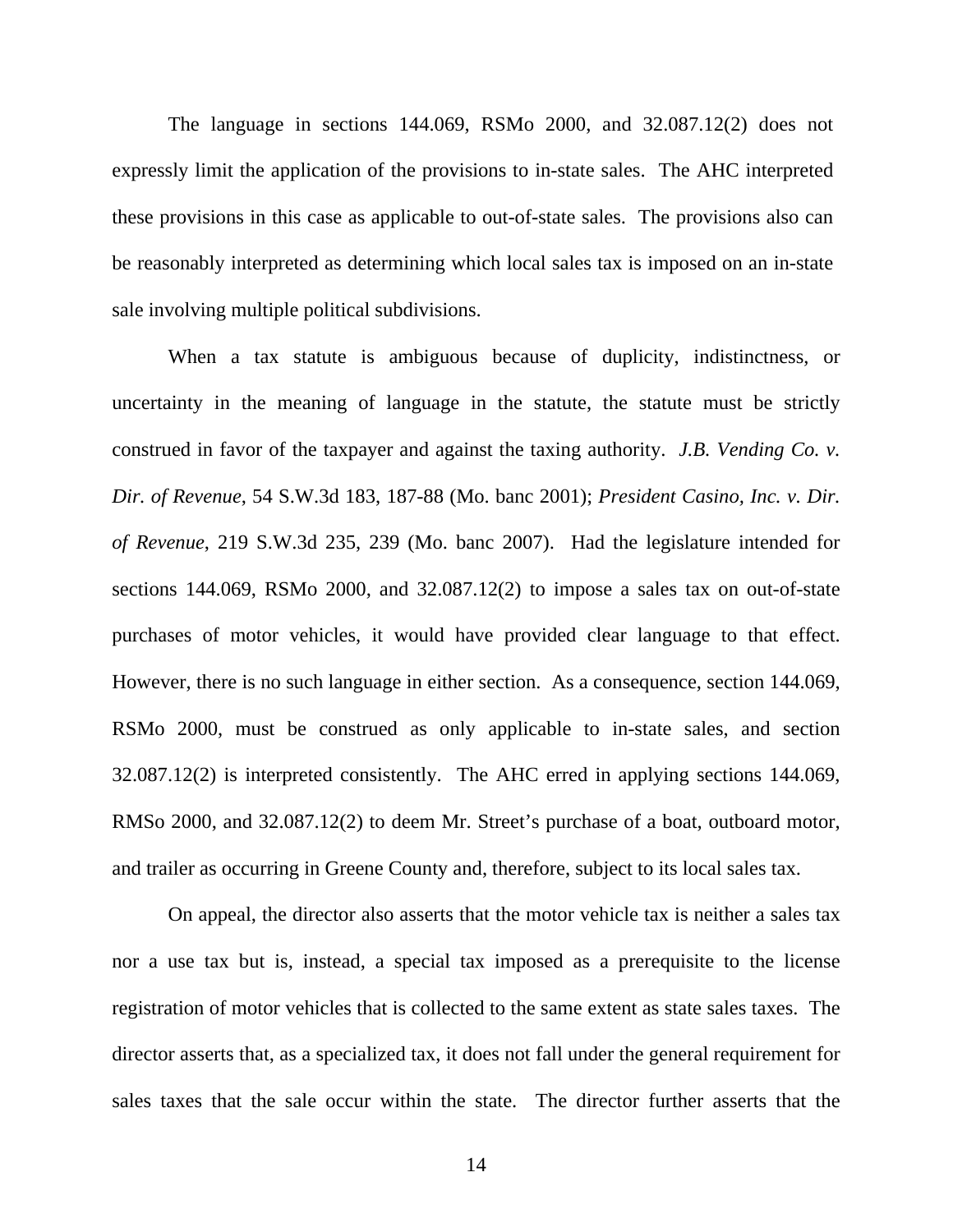The language in sections 144.069, RSMo 2000, and 32.087.12(2) does not expressly limit the application of the provisions to in-state sales. The AHC interpreted these provisions in this case as applicable to out-of-state sales. The provisions also can be reasonably interpreted as determining which local sales tax is imposed on an in-state sale involving multiple political subdivisions.

When a tax statute is ambiguous because of duplicity, indistinctness, or uncertainty in the meaning of language in the statute, the statute must be strictly construed in favor of the taxpayer and against the taxing authority. *J.B. Vending Co. v. Dir. of Revenue*, 54 S.W.3d 183, 187-88 (Mo. banc 2001); *President Casino, Inc. v. Dir. of Revenue*, 219 S.W.3d 235, 239 (Mo. banc 2007). Had the legislature intended for sections 144.069, RSMo 2000, and 32.087.12(2) to impose a sales tax on out-of-state purchases of motor vehicles, it would have provided clear language to that effect. However, there is no such language in either section. As a consequence, section 144.069, RSMo 2000, must be construed as only applicable to in-state sales, and section 32.087.12(2) is interpreted consistently. The AHC erred in applying sections 144.069, RMSo 2000, and 32.087.12(2) to deem Mr. Street's purchase of a boat, outboard motor, and trailer as occurring in Greene County and, therefore, subject to its local sales tax.

On appeal, the director also asserts that the motor vehicle tax is neither a sales tax nor a use tax but is, instead, a special tax imposed as a prerequisite to the license registration of motor vehicles that is collected to the same extent as state sales taxes. The director asserts that, as a specialized tax, it does not fall under the general requirement for sales taxes that the sale occur within the state. The director further asserts that the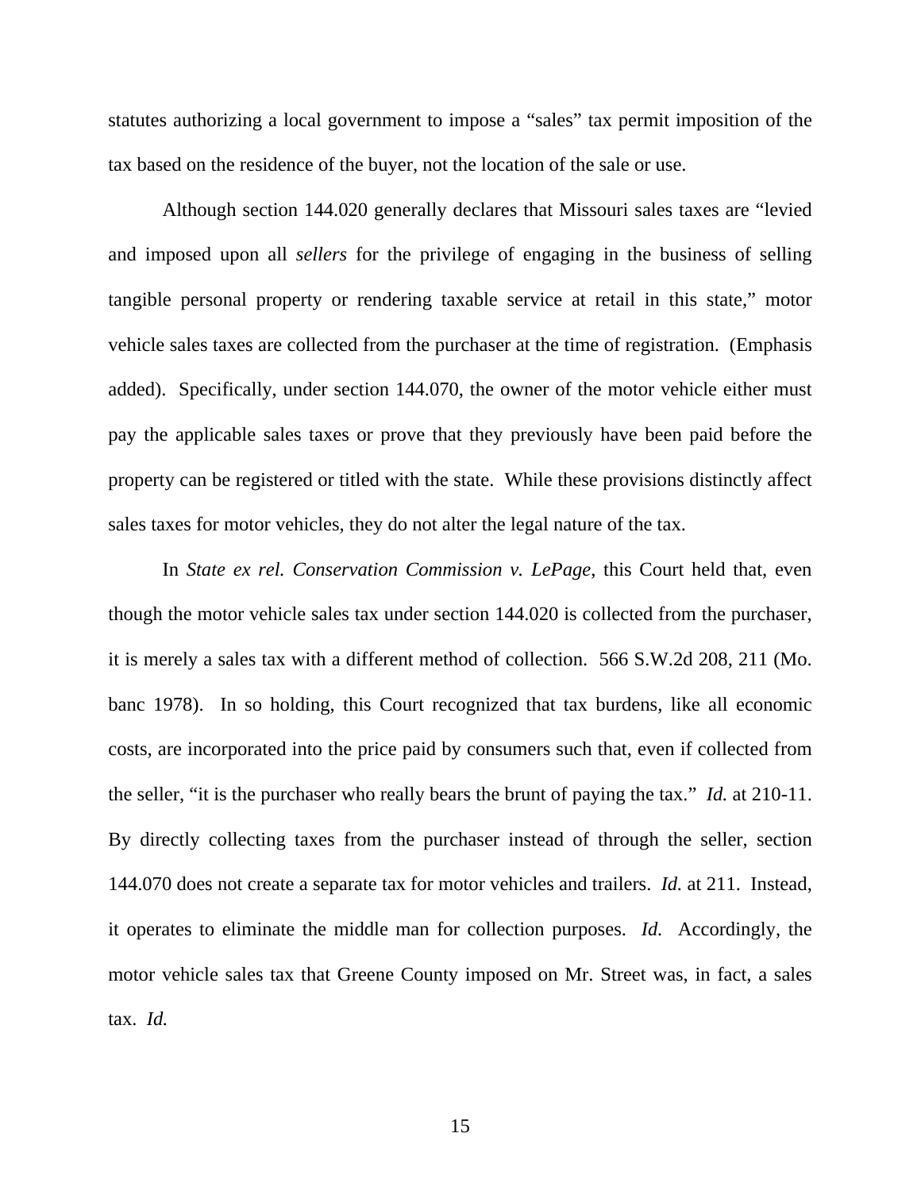statutes authorizing a local government to impose a "sales" tax permit imposition of the tax based on the residence of the buyer, not the location of the sale or use.

Although section 144.020 generally declares that Missouri sales taxes are "levied and imposed upon all *sellers* for the privilege of engaging in the business of selling tangible personal property or rendering taxable service at retail in this state," motor vehicle sales taxes are collected from the purchaser at the time of registration. (Emphasis added). Specifically, under section 144.070, the owner of the motor vehicle either must pay the applicable sales taxes or prove that they previously have been paid before the property can be registered or titled with the state. While these provisions distinctly affect sales taxes for motor vehicles, they do not alter the legal nature of the tax.

In *State ex rel. Conservation Commission v. LePage*, this Court held that, even though the motor vehicle sales tax under section 144.020 is collected from the purchaser, it is merely a sales tax with a different method of collection. 566 S.W.2d 208, 211 (Mo. banc 1978). In so holding, this Court recognized that tax burdens, like all economic costs, are incorporated into the price paid by consumers such that, even if collected from the seller, "it is the purchaser who really bears the brunt of paying the tax." *Id.* at 210-11. By directly collecting taxes from the purchaser instead of through the seller, section 144.070 does not create a separate tax for motor vehicles and trailers. *Id.* at 211. Instead, it operates to eliminate the middle man for collection purposes. *Id.* Accordingly, the motor vehicle sales tax that Greene County imposed on Mr. Street was, in fact, a sales tax. *Id.*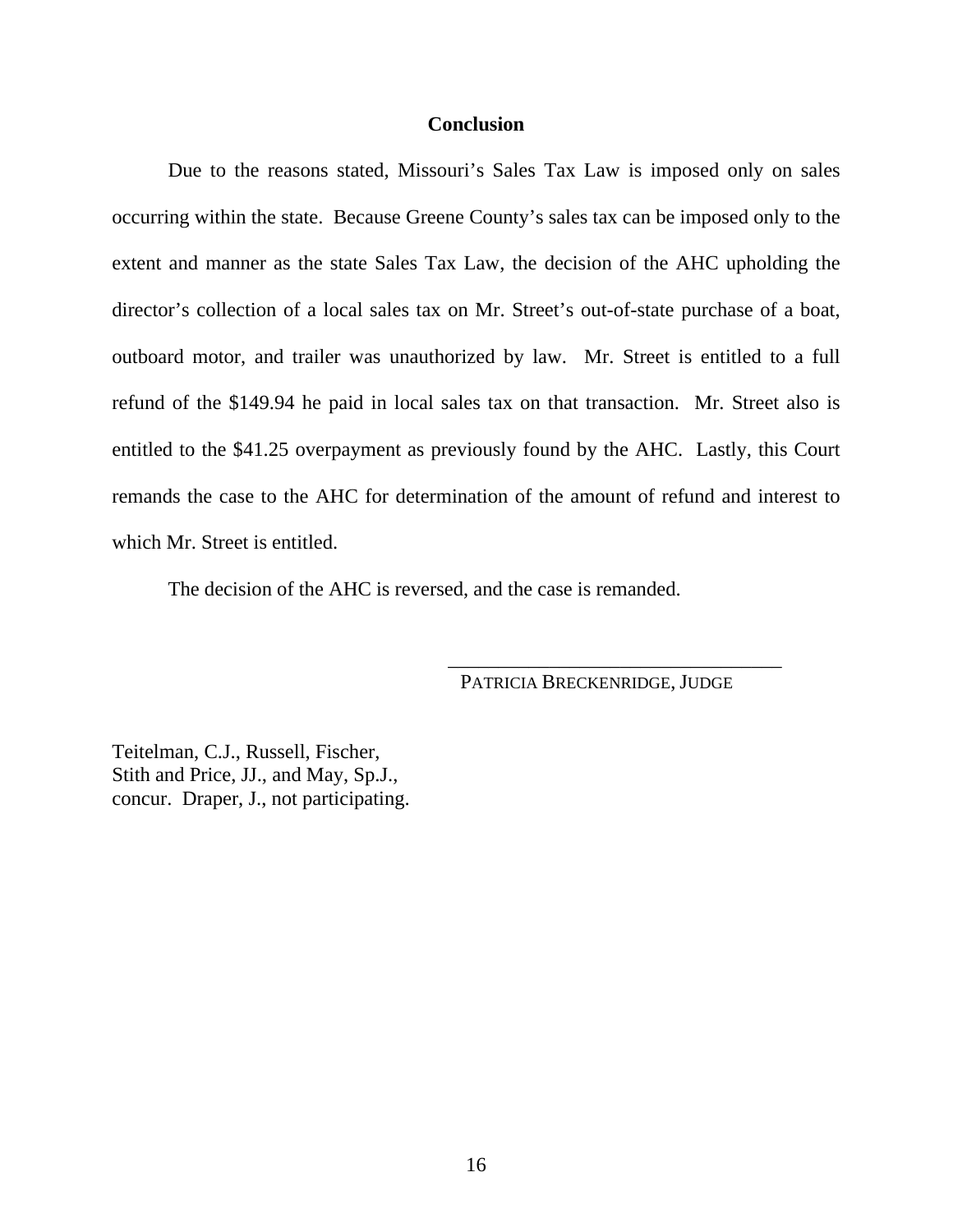## Conclusion

Due to the reasons stated, Missouri's Sales Tax Law is imposed only on sales occurring within the state. Because Greene County's sales tax can be imposed only to the extent and manner as the state Sales Tax Law, the decision of the AHC upholding the director's collection of a local sales tax on Mr. Street's out-of-state purchase of a boat, outboard motor, and trailer was unauthorized by law. Mr. Street is entitled to a full refund of the $149.94 he paid in local sales tax on that transaction. Mr. Street also is entitled to the $41.25 overpayment as previously found by the AHC. Lastly, this Court remands the case to the AHC for determination of the amount of refund and interest to which Mr. Street is entitled.

The decision of the AHC is reversed, and the case is remanded.

\_\_\_\_\_\_\_\_\_\_\_\_\_\_\_\_\_\_\_\_\_\_\_\_\_\_\_\_\_\_\_\_\_\_
PATRICIA BRECKENRIDGE, JUDGE

Teitelman, C.J., Russell, Fischer,
Stith and Price, JJ., and May, Sp.J.,
concur. Draper, J., not participating.